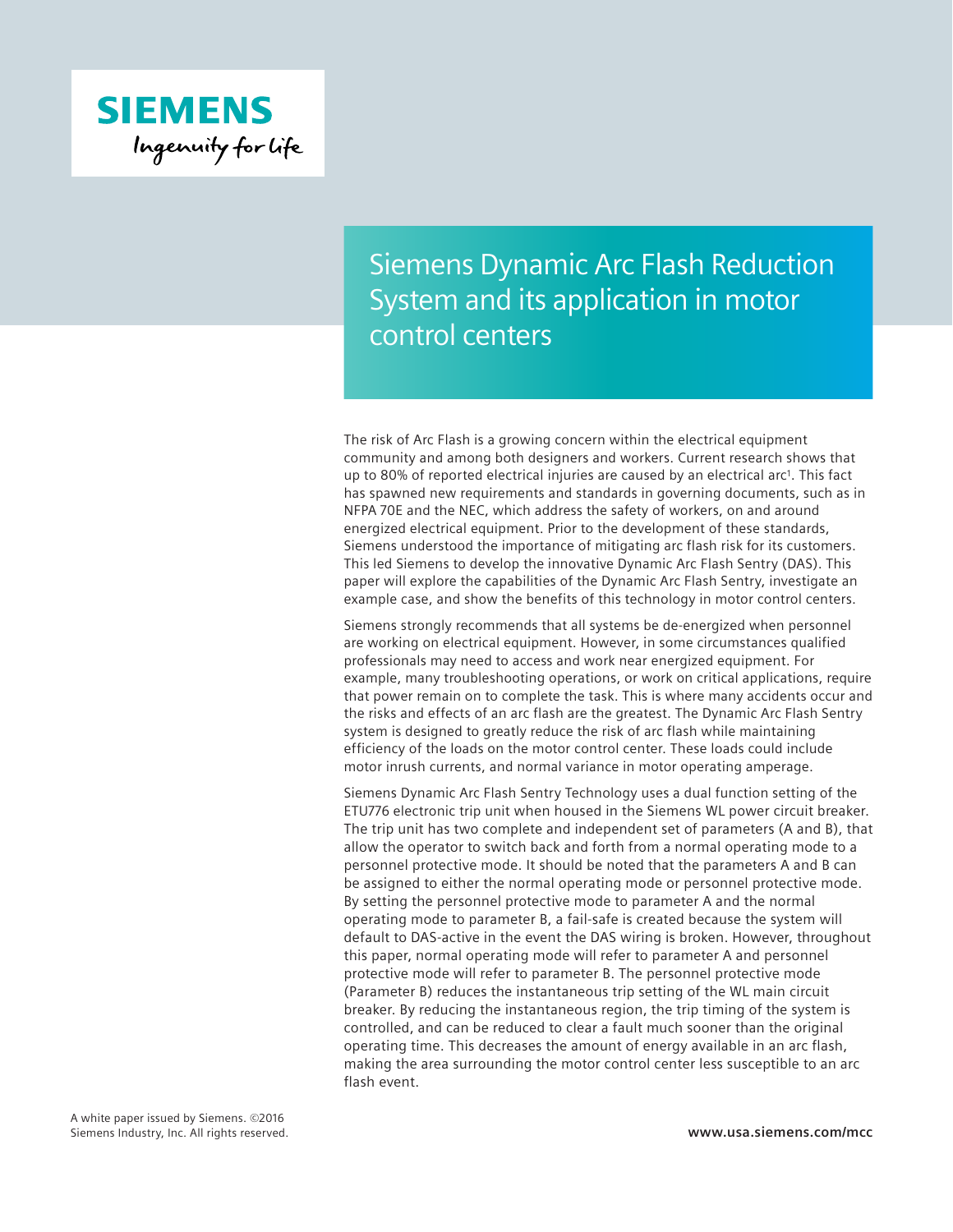SIEMENS

Ingenuity for life

# Siemens Dynamic Arc Flash Reduction System and its application in motor control centers

The risk of Arc Flash is a growing concern within the electrical equipment community and among both designers and workers. Current research shows that up to 80% of reported electrical injuries are caused by an electrical arc[1]. This fact has spawned new requirements and standards in governing documents, such as in NFPA 70E and the NEC, which address the safety of workers, on and around energized electrical equipment. Prior to the development of these standards, Siemens understood the importance of mitigating arc flash risk for its customers. This led Siemens to develop the innovative Dynamic Arc Flash Sentry (DAS). This paper will explore the capabilities of the Dynamic Arc Flash Sentry, investigate an example case, and show the benefits of this technology in motor control centers.

Siemens strongly recommends that all systems be de-energized when personnel are working on electrical equipment. However, in some circumstances qualified professionals may need to access and work near energized equipment. For example, many troubleshooting operations, or work on critical applications, require that power remain on to complete the task. This is where many accidents occur and the risks and effects of an arc flash are the greatest. The Dynamic Arc Flash Sentry system is designed to greatly reduce the risk of arc flash while maintaining efficiency of the loads on the motor control center. These loads could include motor inrush currents, and normal variance in motor operating amperage.

Siemens Dynamic Arc Flash Sentry Technology uses a dual function setting of the ETU776 electronic trip unit when housed in the Siemens WL power circuit breaker. The trip unit has two complete and independent set of parameters (A and B), that allow the operator to switch back and forth from a normal operating mode to a personnel protective mode. It should be noted that the parameters A and B can be assigned to either the normal operating mode or personnel protective mode. By setting the personnel protective mode to parameter A and the normal operating mode to parameter B, a fail-safe is created because the system will default to DAS-active in the event the DAS wiring is broken. However, throughout this paper, normal operating mode will refer to parameter A and personnel protective mode will refer to parameter B. The personnel protective mode (Parameter B) reduces the instantaneous trip setting of the WL main circuit breaker. By reducing the instantaneous region, the trip timing of the system is controlled, and can be reduced to clear a fault much sooner than the original operating time. This decreases the amount of energy available in an arc flash, making the area surrounding the motor control center less susceptible to an arc flash event.

A white paper issued by Siemens. ©2016 Siemens Industry, Inc. All rights reserved.

www.usa.siemens.com/mcc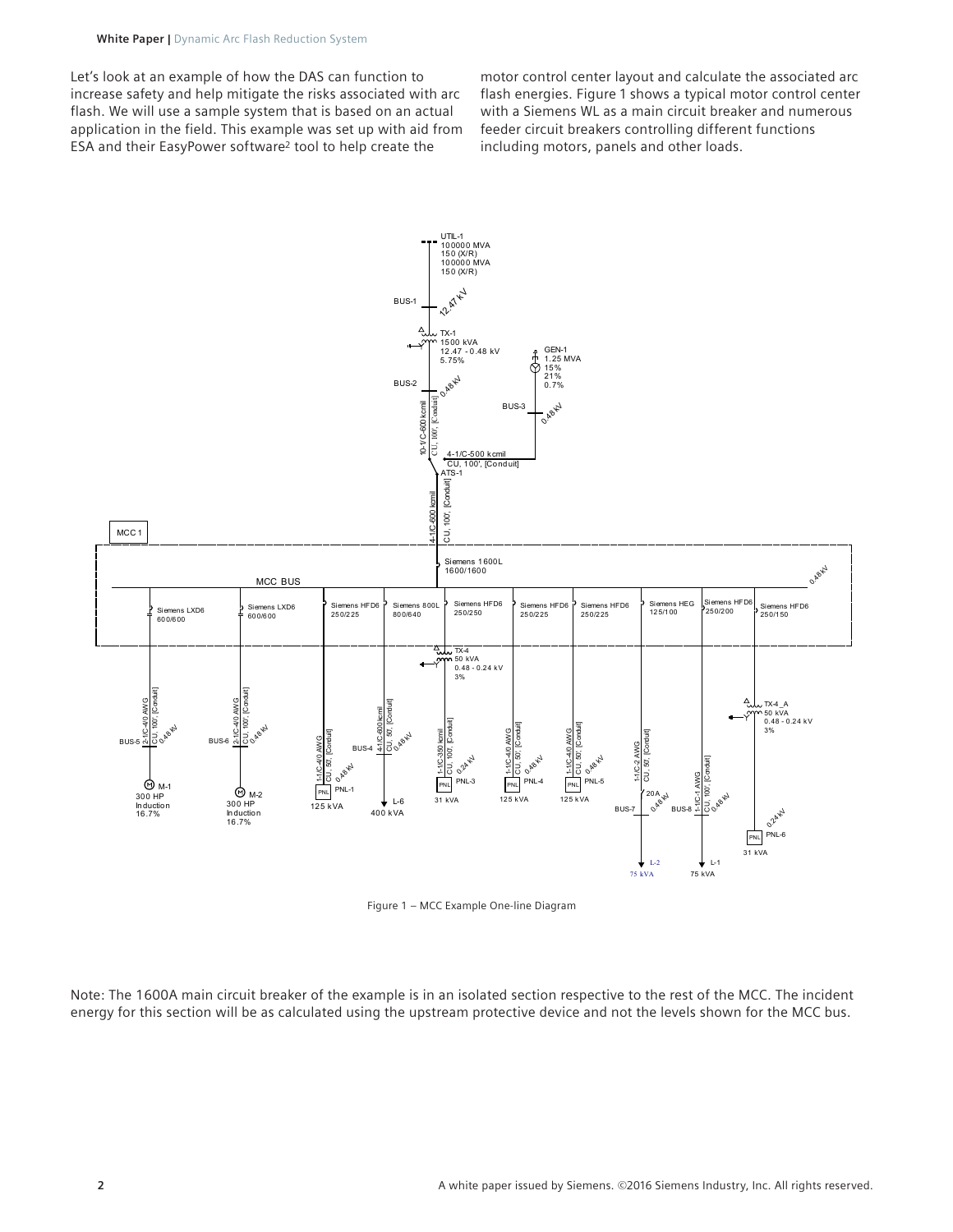Let's look at an example of how the DAS can function to increase safety and help mitigate the risks associated with arc flash. We will use a sample system that is based on an actual application in the field. This example was set up with aid from ESA and their EasyPower software[2] tool to help create the motor control center layout and calculate the associated arc flash energies. Figure 1 shows a typical motor control center with a Siemens WL as a main circuit breaker and numerous feeder circuit breakers controlling different functions including motors, panels and other loads.

Figure 1 – MCC Example One-line Diagram

Note: The 1600A main circuit breaker of the example is in an isolated section respective to the rest of the MCC. The incident energy for this section will be as calculated using the upstream protective device and not the levels shown for the MCC bus.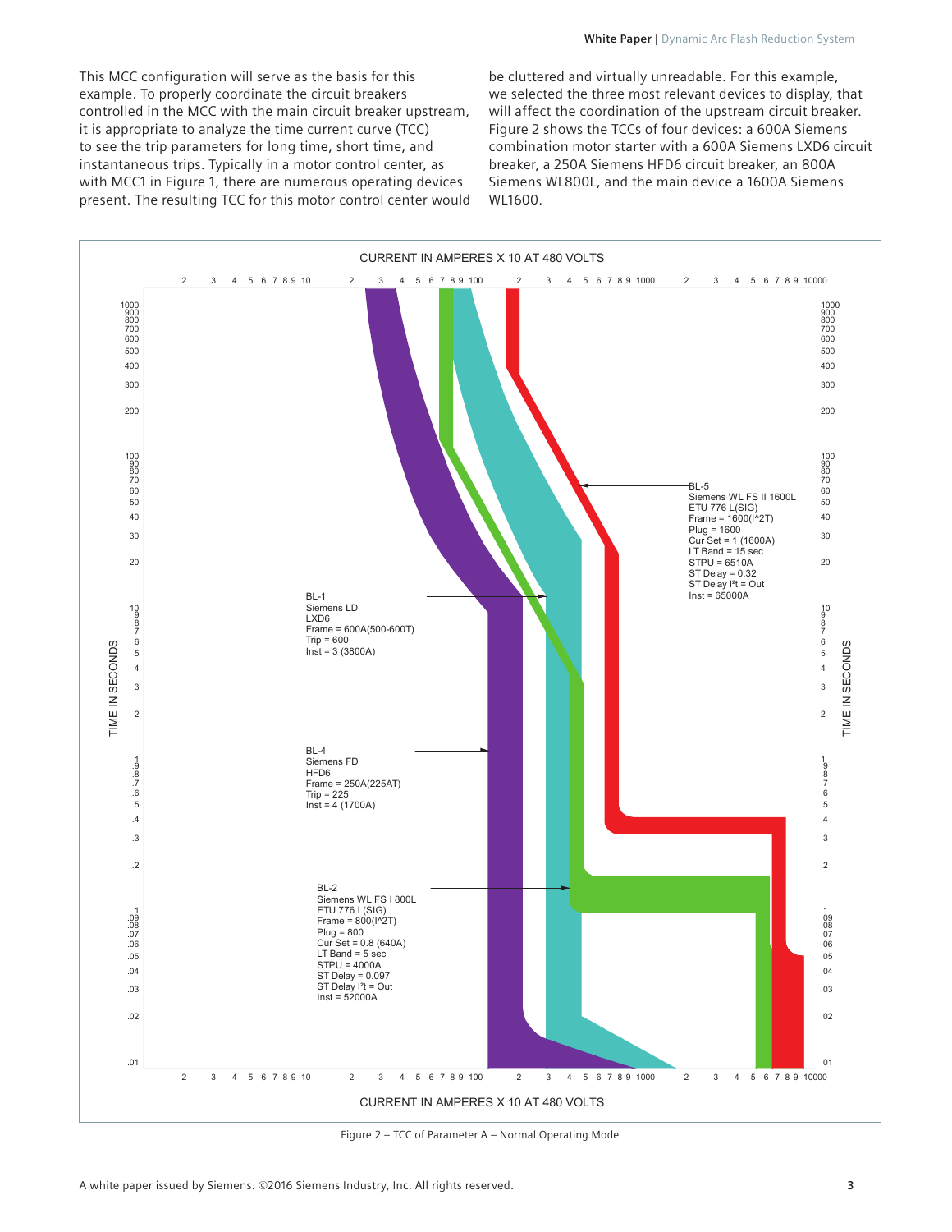This MCC configuration will serve as the basis for this example. To properly coordinate the circuit breakers controlled in the MCC with the main circuit breaker upstream, it is appropriate to analyze the time current curve (TCC) to see the trip parameters for long time, short time, and instantaneous trips. Typically in a motor control center, as with MCC1 in Figure 1, there are numerous operating devices present. The resulting TCC for this motor control center would be cluttered and virtually unreadable. For this example, we selected the three most relevant devices to display, that will affect the coordination of the upstream circuit breaker. Figure 2 shows the TCCs of four devices: a 600A Siemens combination motor starter with a 600A Siemens LXD6 circuit breaker, a 250A Siemens HFD6 circuit breaker, an 800A Siemens WL800L, and the main device a 1600A Siemens WL1600.

CURRENT IN AMPERES X 10 AT 480 VOLTS

TIME IN SECONDS

BL-5
Siemens WL FS II 1600L
ETU 776 L(SIG)
Frame = 1600(I^2T)
Plug = 1600
Cur Set = 1 (1600A)
LT Band = 15 sec
STPU = 6510A
ST Delay = 0.32
ST Delay I²t = Out
Inst = 65000A

BL-1
Siemens LD
LXD6
Frame = 600A(500-600T)
Trip = 600
Inst = 3 (3800A)

BL-4
Siemens FD
HFD6
Frame = 250A(225AT)
Trip = 225
Inst = 4 (1700A)

BL-2
Siemens WL FS I 800L
ETU 776 L(SIG)
Frame = 800(I^2T)
Plug = 800
Cur Set = 0.8 (640A)
LT Band = 5 sec
STPU = 4000A
ST Delay = 0.097
ST Delay I²t = Out
Inst = 52000A

Figure 2 – TCC of Parameter A – Normal Operating Mode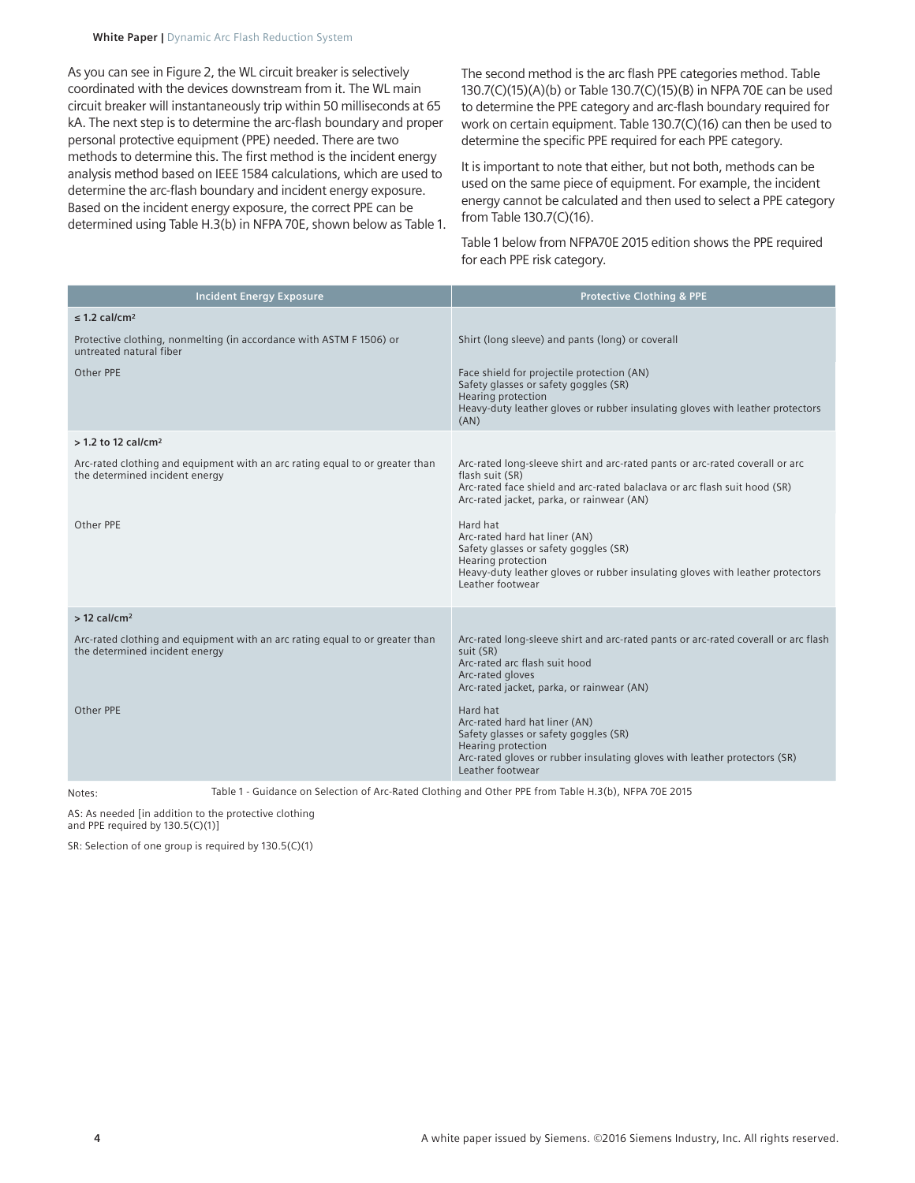As you can see in Figure 2, the WL circuit breaker is selectively coordinated with the devices downstream from it. The WL main circuit breaker will instantaneously trip within 50 milliseconds at 65 kA. The next step is to determine the arc-flash boundary and proper personal protective equipment (PPE) needed. There are two methods to determine this. The first method is the incident energy analysis method based on IEEE 1584 calculations, which are used to determine the arc-flash boundary and incident energy exposure. Based on the incident energy exposure, the correct PPE can be determined using Table H.3(b) in NFPA 70E, shown below as Table 1.

The second method is the arc flash PPE categories method. Table 130.7(C)(15)(A)(b) or Table 130.7(C)(15)(B) in NFPA 70E can be used to determine the PPE category and arc-flash boundary required for work on certain equipment. Table 130.7(C)(16) can then be used to determine the specific PPE required for each PPE category.

It is important to note that either, but not both, methods can be used on the same piece of equipment. For example, the incident energy cannot be calculated and then used to select a PPE category from Table 130.7(C)(16).

Table 1 below from NFPA70E 2015 edition shows the PPE required for each PPE risk category.

| Incident Energy Exposure | Protective Clothing & PPE |
|---|---|
| **≤ 1.2 cal/cm²** | |
| Protective clothing, nonmelting (in accordance with ASTM F 1506) or untreated natural fiber | Shirt (long sleeve) and pants (long) or coverall |
| Other PPE | Face shield for projectile protection (AN)<br>Safety glasses or safety goggles (SR)<br>Hearing protection<br>Heavy-duty leather gloves or rubber insulating gloves with leather protectors (AN) |
| **> 1.2 to 12 cal/cm²** | |
| Arc-rated clothing and equipment with an arc rating equal to or greater than the determined incident energy | Arc-rated long-sleeve shirt and arc-rated pants or arc-rated coverall or arc flash suit (SR)<br>Arc-rated face shield and arc-rated balaclava or arc flash suit hood (SR)<br>Arc-rated jacket, parka, or rainwear (AN) |
| Other PPE | Hard hat<br>Arc-rated hard hat liner (AN)<br>Safety glasses or safety goggles (SR)<br>Hearing protection<br>Heavy-duty leather gloves or rubber insulating gloves with leather protectors<br>Leather footwear |
| **> 12 cal/cm²** | |
| Arc-rated clothing and equipment with an arc rating equal to or greater than the determined incident energy | Arc-rated long-sleeve shirt and arc-rated pants or arc-rated coverall or arc flash suit (SR)<br>Arc-rated arc flash suit hood<br>Arc-rated gloves<br>Arc-rated jacket, parka, or rainwear (AN) |
| Other PPE | Hard hat<br>Arc-rated hard hat liner (AN)<br>Safety glasses or safety goggles (SR)<br>Hearing protection<br>Arc-rated gloves or rubber insulating gloves with leather protectors (SR)<br>Leather footwear |

Table 1 - Guidance on Selection of Arc-Rated Clothing and Other PPE from Table H.3(b), NFPA 70E 2015

Notes:

AS: As needed [in addition to the protective clothing and PPE required by 130.5(C)(1)]

SR: Selection of one group is required by 130.5(C)(1)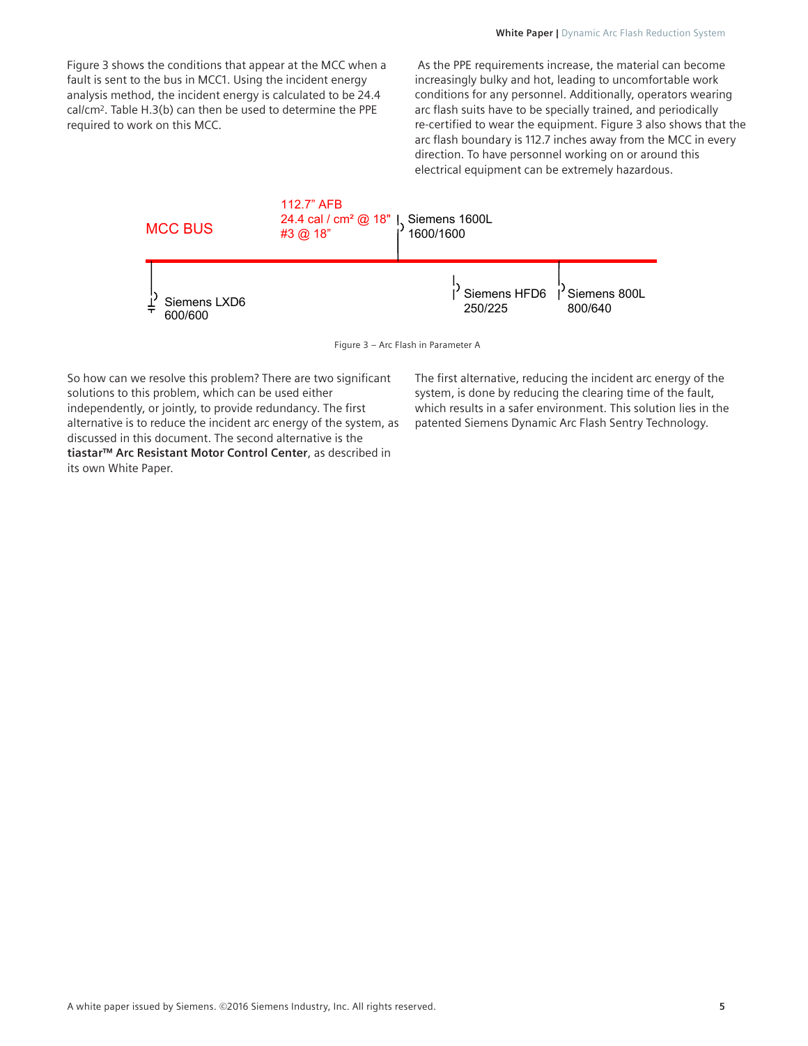Figure 3 shows the conditions that appear at the MCC when a fault is sent to the bus in MCC1. Using the incident energy analysis method, the incident energy is calculated to be 24.4 cal/cm². Table H.3(b) can then be used to determine the PPE required to work on this MCC.

As the PPE requirements increase, the material can become increasingly bulky and hot, leading to uncomfortable work conditions for any personnel. Additionally, operators wearing arc flash suits have to be specially trained, and periodically re-certified to wear the equipment. Figure 3 also shows that the arc flash boundary is 112.7 inches away from the MCC in every direction. To have personnel working on or around this electrical equipment can be extremely hazardous.

MCC BUS

112.7" AFB
24.4 cal / cm² @ 18"
#3 @ 18"

Siemens 1600L
1600/1600

Siemens LXD6
600/600

Siemens HFD6
250/225

Siemens 800L
800/640

Figure 3 – Arc Flash in Parameter A

So how can we resolve this problem? There are two significant solutions to this problem, which can be used either independently, or jointly, to provide redundancy. The first alternative is to reduce the incident arc energy of the system, as discussed in this document. The second alternative is the **tiastar™ Arc Resistant Motor Control Center**, as described in its own White Paper.

The first alternative, reducing the incident arc energy of the system, is done by reducing the clearing time of the fault, which results in a safer environment. This solution lies in the patented Siemens Dynamic Arc Flash Sentry Technology.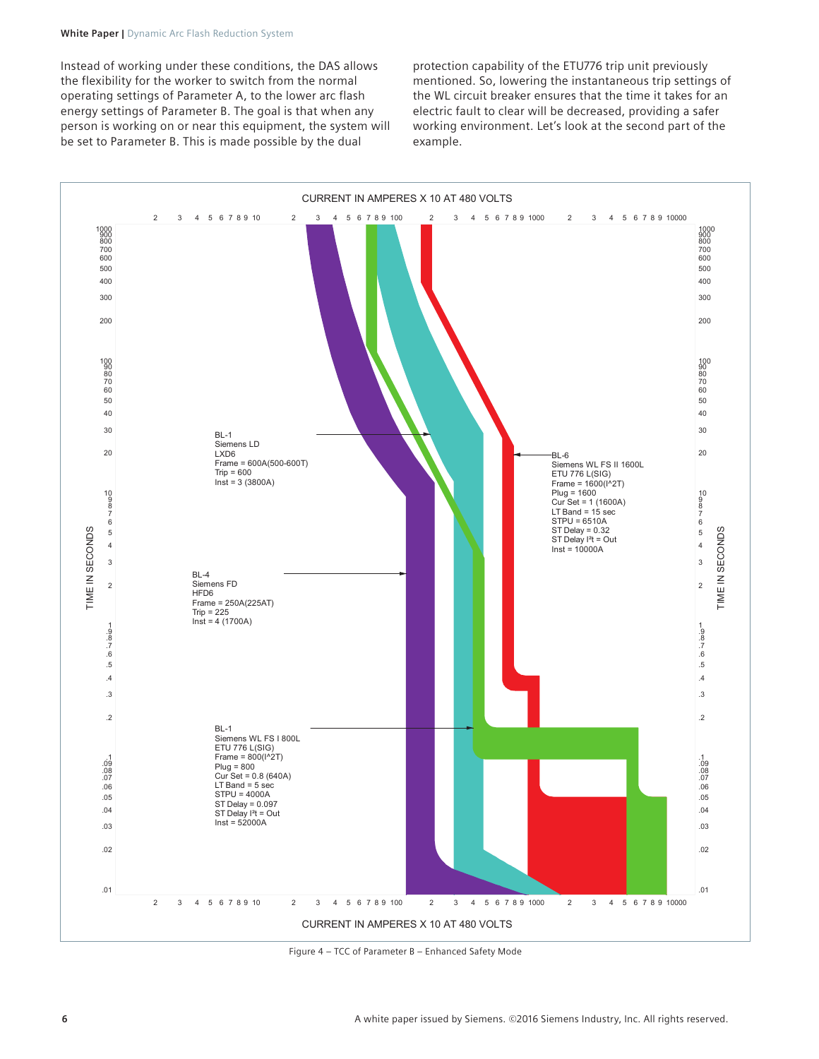Instead of working under these conditions, the DAS allows the flexibility for the worker to switch from the normal operating settings of Parameter A, to the lower arc flash energy settings of Parameter B. The goal is that when any person is working on or near this equipment, the system will be set to Parameter B. This is made possible by the dual protection capability of the ETU776 trip unit previously mentioned. So, lowering the instantaneous trip settings of the WL circuit breaker ensures that the time it takes for an electric fault to clear will be decreased, providing a safer working environment. Let's look at the second part of the example.

CURRENT IN AMPERES X 10 AT 480 VOLTS

TIME IN SECONDS

BL-1
Siemens LD
LXD6
Frame = 600A(500-600T)
Trip = 600
Inst = 3 (3800A)

BL-6
Siemens WL FS II 1600L
ETU 776 L(SIG)
Frame = 1600(I^2T)
Plug = 1600
Cur Set = 1 (1600A)
LT Band = 15 sec
STPU = 6510A
ST Delay = 0.32
ST Delay I²t = Out
Inst = 10000A

BL-4
Siemens FD
HFD6
Frame = 250A(225AT)
Trip = 225
Inst = 4 (1700A)

BL-1
Siemens WL FS I 800L
ETU 776 L(SIG)
Frame = 800(I^2T)
Plug = 800
Cur Set = 0.8 (640A)
LT Band = 5 sec
STPU = 4000A
ST Delay = 0.097
ST Delay I²t = Out
Inst = 52000A

Figure 4 – TCC of Parameter B – Enhanced Safety Mode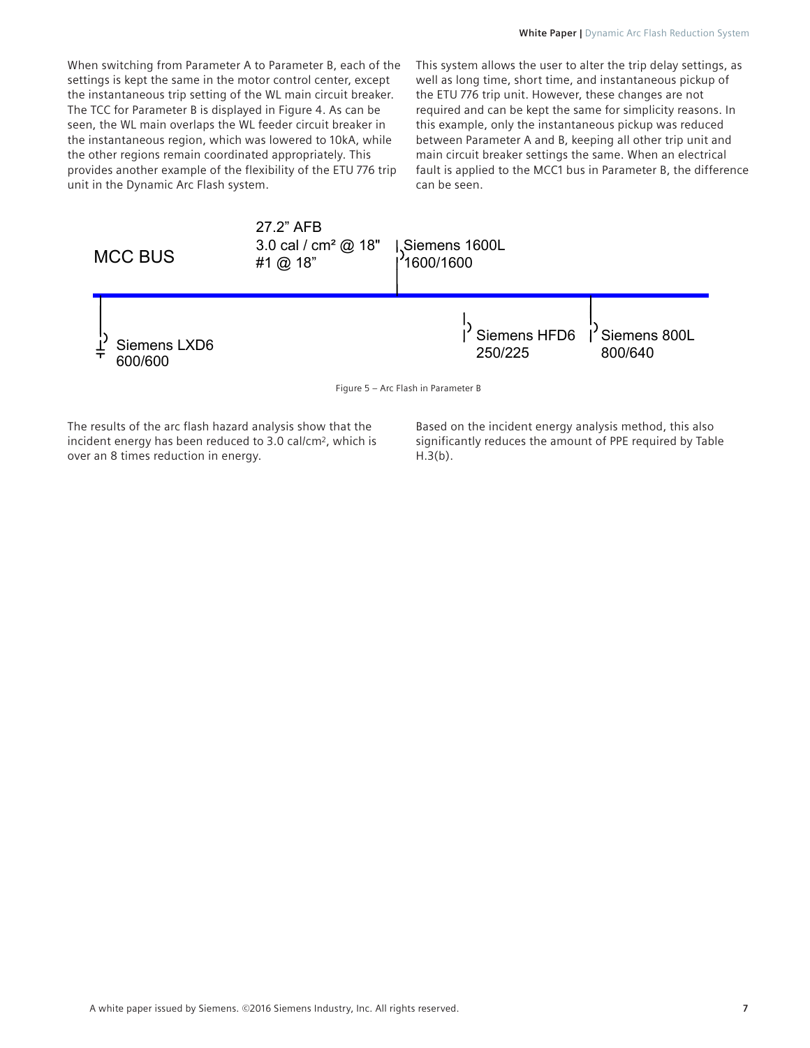When switching from Parameter A to Parameter B, each of the settings is kept the same in the motor control center, except the instantaneous trip setting of the WL main circuit breaker. The TCC for Parameter B is displayed in Figure 4. As can be seen, the WL main overlaps the WL feeder circuit breaker in the instantaneous region, which was lowered to 10kA, while the other regions remain coordinated appropriately. This provides another example of the flexibility of the ETU 776 trip unit in the Dynamic Arc Flash system.

This system allows the user to alter the trip delay settings, as well as long time, short time, and instantaneous pickup of the ETU 776 trip unit. However, these changes are not required and can be kept the same for simplicity reasons. In this example, only the instantaneous pickup was reduced between Parameter A and B, keeping all other trip unit and main circuit breaker settings the same. When an electrical fault is applied to the MCC1 bus in Parameter B, the difference can be seen.

MCC BUS

27.2" AFB
3.0 cal / cm² @ 18"
#1 @ 18"

Siemens 1600L
1600/1600

Siemens LXD6
600/600

Siemens HFD6
250/225

Siemens 800L
800/640

Figure 5 – Arc Flash in Parameter B

The results of the arc flash hazard analysis show that the incident energy has been reduced to 3.0 cal/cm$^2$, which is over an 8 times reduction in energy.

Based on the incident energy analysis method, this also significantly reduces the amount of PPE required by Table H.3(b).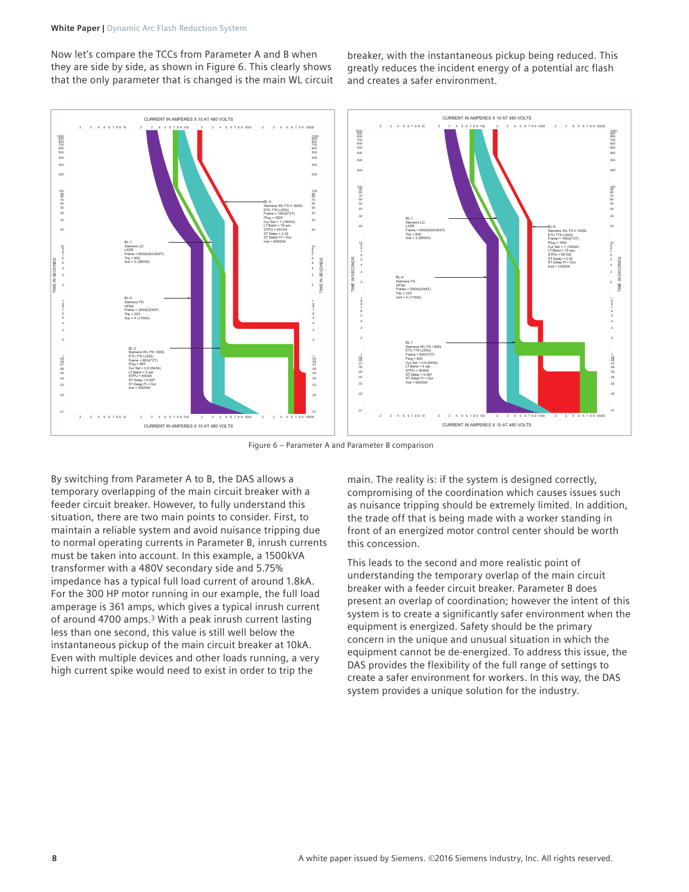Now let's compare the TCCs from Parameter A and B when they are side by side, as shown in Figure 6. This clearly shows that the only parameter that is changed is the main WL circuit breaker, with the instantaneous pickup being reduced. This greatly reduces the incident energy of a potential arc flash and creates a safer environment.

Figure 6 – Parameter A and Parameter B comparison

By switching from Parameter A to B, the DAS allows a temporary overlapping of the main circuit breaker with a feeder circuit breaker. However, to fully understand this situation, there are two main points to consider. First, to maintain a reliable system and avoid nuisance tripping due to normal operating currents in Parameter B, inrush currents must be taken into account. In this example, a 1500kVA transformer with a 480V secondary side and 5.75% impedance has a typical full load current of around 1.8kA. For the 300 HP motor running in our example, the full load amperage is 361 amps, which gives a typical inrush current of around 4700 amps.[3] With a peak inrush current lasting less than one second, this value is still well below the instantaneous pickup of the main circuit breaker at 10kA. Even with multiple devices and other loads running, a very high current spike would need to exist in order to trip the main. The reality is: if the system is designed correctly, compromising of the coordination which causes issues such as nuisance tripping should be extremely limited. In addition, the trade off that is being made with a worker standing in front of an energized motor control center should be worth this concession.

This leads to the second and more realistic point of understanding the temporary overlap of the main circuit breaker with a feeder circuit breaker. Parameter B does present an overlap of coordination; however the intent of this system is to create a significantly safer environment when the equipment is energized. Safety should be the primary concern in the unique and unusual situation in which the equipment cannot be de-energized. To address this issue, the DAS provides the flexibility of the full range of settings to create a safer environment for workers. In this way, the DAS system provides a unique solution for the industry.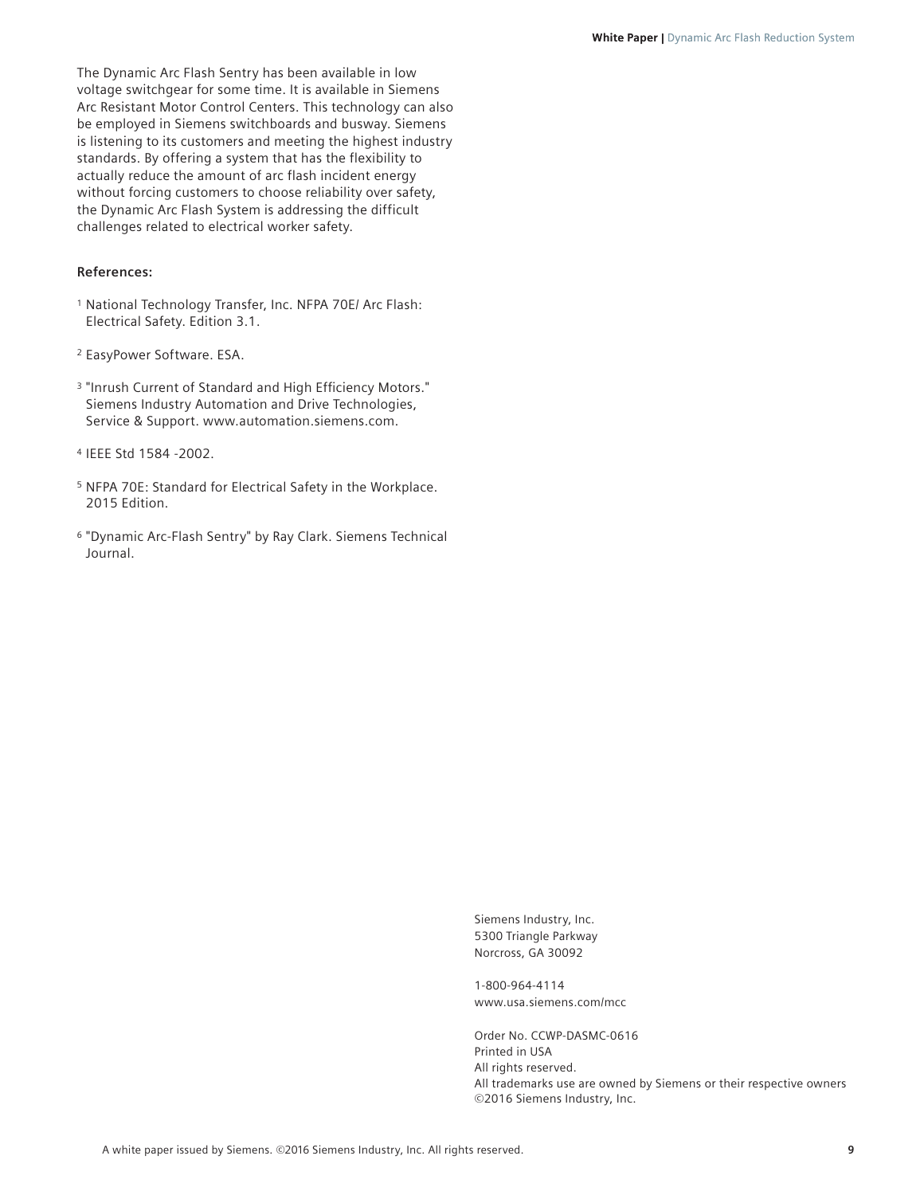The Dynamic Arc Flash Sentry has been available in low voltage switchgear for some time. It is available in Siemens Arc Resistant Motor Control Centers. This technology can also be employed in Siemens switchboards and busway. Siemens is listening to its customers and meeting the highest industry standards. By offering a system that has the flexibility to actually reduce the amount of arc flash incident energy without forcing customers to choose reliability over safety, the Dynamic Arc Flash System is addressing the difficult challenges related to electrical worker safety.

**References:**

[1] National Technology Transfer, Inc. NFPA 70E/ Arc Flash: Electrical Safety. Edition 3.1.

[2] EasyPower Software. ESA.

[3] "Inrush Current of Standard and High Efficiency Motors." Siemens Industry Automation and Drive Technologies, Service & Support. www.automation.siemens.com.

[4] IEEE Std 1584 -2002.

[5] NFPA 70E: Standard for Electrical Safety in the Workplace. 2015 Edition.

[6] "Dynamic Arc-Flash Sentry" by Ray Clark. Siemens Technical Journal.

Siemens Industry, Inc.
5300 Triangle Parkway
Norcross, GA 30092

1-800-964-4114
www.usa.siemens.com/mcc

Order No. CCWP-DASMC-0616
Printed in USA
All rights reserved.
All trademarks use are owned by Siemens or their respective owners
©2016 Siemens Industry, Inc.